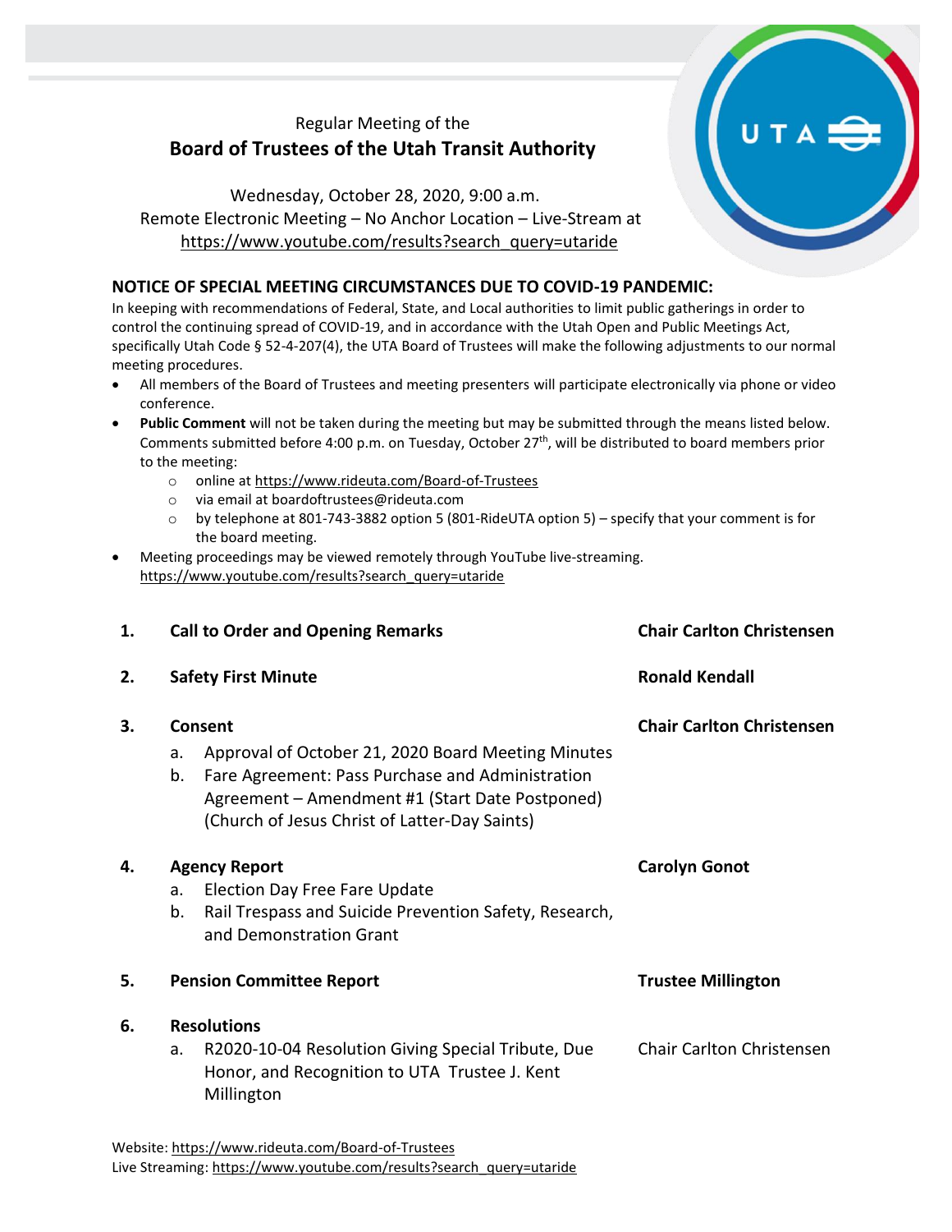Regular Meeting of the

# Board of Trustees of the Utah Transit Authority

Wednesday, October 28, 2020, 9:00 a.m.
Remote Electronic Meeting – No Anchor Location – Live-Stream at
https://www.youtube.com/results?search_query=utaride

## NOTICE OF SPECIAL MEETING CIRCUMSTANCES DUE TO COVID-19 PANDEMIC:

In keeping with recommendations of Federal, State, and Local authorities to limit public gatherings in order to control the continuing spread of COVID-19, and in accordance with the Utah Open and Public Meetings Act, specifically Utah Code § 52-4-207(4), the UTA Board of Trustees will make the following adjustments to our normal meeting procedures.

- All members of the Board of Trustees and meeting presenters will participate electronically via phone or video conference.
- **Public Comment** will not be taken during the meeting but may be submitted through the means listed below. Comments submitted before 4:00 p.m. on Tuesday, October 27th, will be distributed to board members prior to the meeting:
  - online at https://www.rideuta.com/Board-of-Trustees
  - via email at boardoftrustees@rideuta.com
  - by telephone at 801-743-3882 option 5 (801-RideUTA option 5) – specify that your comment is for the board meeting.
- Meeting proceedings may be viewed remotely through YouTube live-streaming. https://www.youtube.com/results?search_query=utaride

**1. Call to Order and Opening Remarks** — **Chair Carlton Christensen**

**2. Safety First Minute** — **Ronald Kendall**

**3. Consent** — **Chair Carlton Christensen**

a. Approval of October 21, 2020 Board Meeting Minutes
b. Fare Agreement: Pass Purchase and Administration Agreement – Amendment #1 (Start Date Postponed) (Church of Jesus Christ of Latter-Day Saints)

**4. Agency Report** — **Carolyn Gonot**

a. Election Day Free Fare Update
b. Rail Trespass and Suicide Prevention Safety, Research, and Demonstration Grant

**5. Pension Committee Report** — **Trustee Millington**

**6. Resolutions**

a. R2020-10-04 Resolution Giving Special Tribute, Due Honor, and Recognition to UTA Trustee J. Kent Millington — Chair Carlton Christensen

Website: https://www.rideuta.com/Board-of-Trustees
Live Streaming: https://www.youtube.com/results?search_query=utaride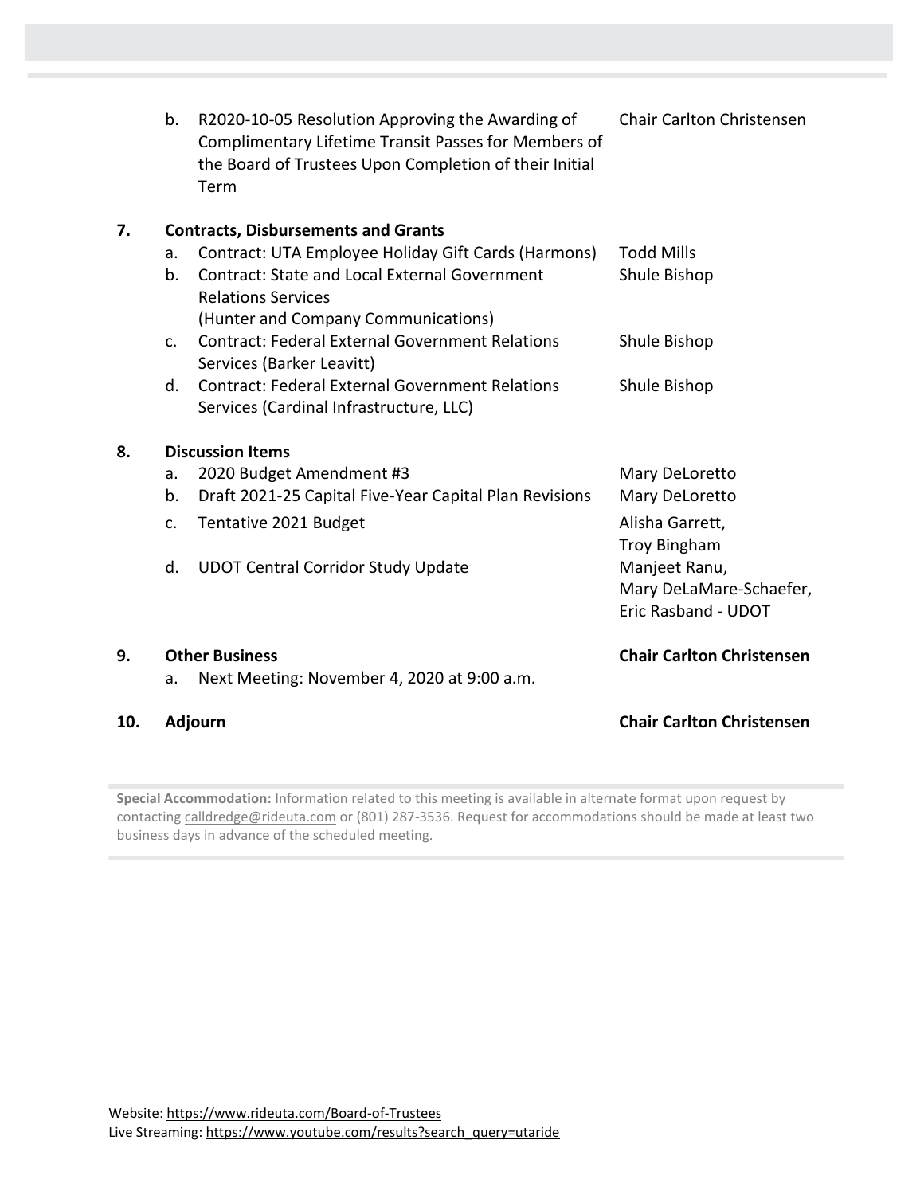|  |  |  |
|---|---|---|
|  | b. R2020-10-05 Resolution Approving the Awarding of Complimentary Lifetime Transit Passes for Members of the Board of Trustees Upon Completion of their Initial Term | Chair Carlton Christensen |
| **7.** | **Contracts, Disbursements and Grants** |  |
|  | a. Contract: UTA Employee Holiday Gift Cards (Harmons) | Todd Mills |
|  | b. Contract: State and Local External Government Relations Services (Hunter and Company Communications) | Shule Bishop |
|  | c. Contract: Federal External Government Relations Services (Barker Leavitt) | Shule Bishop |
|  | d. Contract: Federal External Government Relations Services (Cardinal Infrastructure, LLC) | Shule Bishop |
| **8.** | **Discussion Items** |  |
|  | a. 2020 Budget Amendment #3 | Mary DeLoretto |
|  | b. Draft 2021-25 Capital Five-Year Capital Plan Revisions | Mary DeLoretto |
|  | c. Tentative 2021 Budget | Alisha Garrett, Troy Bingham |
|  | d. UDOT Central Corridor Study Update | Manjeet Ranu, Mary DeLaMare-Schaefer, Eric Rasband - UDOT |
| **9.** | **Other Business** | **Chair Carlton Christensen** |
|  | a. Next Meeting: November 4, 2020 at 9:00 a.m. |  |
| **10.** | **Adjourn** | **Chair Carlton Christensen** |

**Special Accommodation:** Information related to this meeting is available in alternate format upon request by contacting calldredge@rideuta.com or (801) 287-3536. Request for accommodations should be made at least two business days in advance of the scheduled meeting.

Website: https://www.rideuta.com/Board-of-Trustees
Live Streaming: https://www.youtube.com/results?search_query=utaride